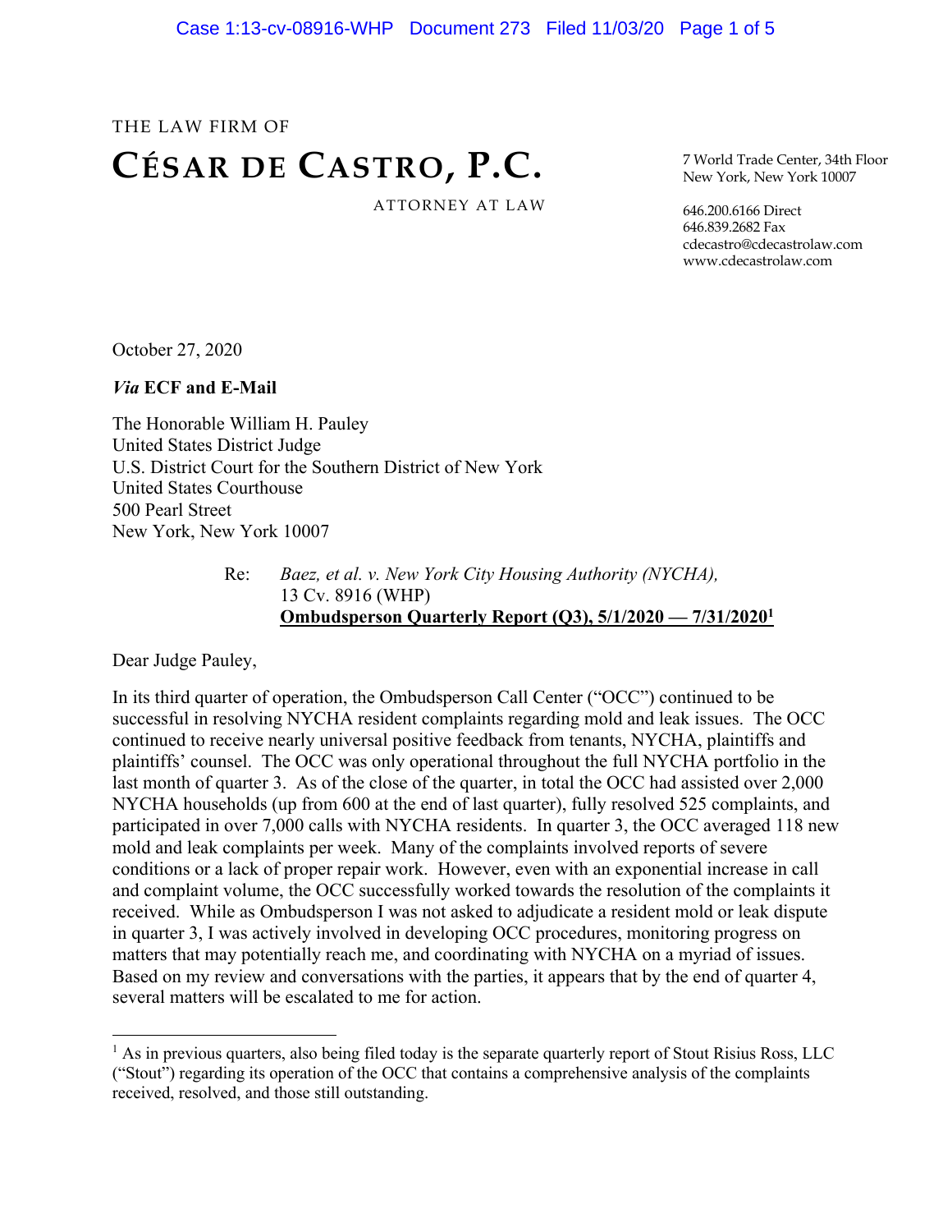THE LAW FIRM OF

# CÉSAR DE CASTRO, P.C.

ATTORNEY AT LAW

7 World Trade Center, 34th Floor
New York, New York 10007

646.200.6166 Direct
646.839.2682 Fax
cdecastro@cdecastrolaw.com
www.cdecastrolaw.com

October 27, 2020

***Via* ECF and E-Mail**

The Honorable William H. Pauley
United States District Judge
U.S. District Court for the Southern District of New York
United States Courthouse
500 Pearl Street
New York, New York 10007

Re: *Baez, et al. v. New York City Housing Authority (NYCHA),*
13 Cv. 8916 (WHP)
**Ombudsperson Quarterly Report (Q3), 5/1/2020 — 7/31/2020**[1]

Dear Judge Pauley,

In its third quarter of operation, the Ombudsperson Call Center ("OCC") continued to be successful in resolving NYCHA resident complaints regarding mold and leak issues. The OCC continued to receive nearly universal positive feedback from tenants, NYCHA, plaintiffs and plaintiffs' counsel. The OCC was only operational throughout the full NYCHA portfolio in the last month of quarter 3. As of the close of the quarter, in total the OCC had assisted over 2,000 NYCHA households (up from 600 at the end of last quarter), fully resolved 525 complaints, and participated in over 7,000 calls with NYCHA residents. In quarter 3, the OCC averaged 118 new mold and leak complaints per week. Many of the complaints involved reports of severe conditions or a lack of proper repair work. However, even with an exponential increase in call and complaint volume, the OCC successfully worked towards the resolution of the complaints it received. While as Ombudsperson I was not asked to adjudicate a resident mold or leak dispute in quarter 3, I was actively involved in developing OCC procedures, monitoring progress on matters that may potentially reach me, and coordinating with NYCHA on a myriad of issues. Based on my review and conversations with the parties, it appears that by the end of quarter 4, several matters will be escalated to me for action.

---

[1] As in previous quarters, also being filed today is the separate quarterly report of Stout Risius Ross, LLC ("Stout") regarding its operation of the OCC that contains a comprehensive analysis of the complaints received, resolved, and those still outstanding.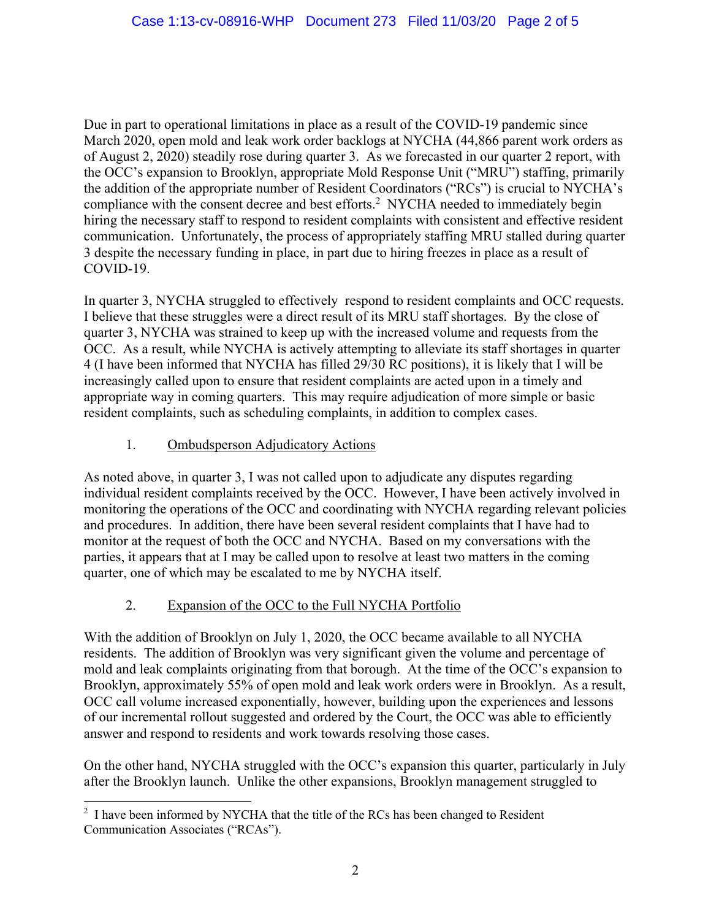Due in part to operational limitations in place as a result of the COVID-19 pandemic since March 2020, open mold and leak work order backlogs at NYCHA (44,866 parent work orders as of August 2, 2020) steadily rose during quarter 3. As we forecasted in our quarter 2 report, with the OCC's expansion to Brooklyn, appropriate Mold Response Unit ("MRU") staffing, primarily the addition of the appropriate number of Resident Coordinators ("RCs") is crucial to NYCHA's compliance with the consent decree and best efforts.[2] NYCHA needed to immediately begin hiring the necessary staff to respond to resident complaints with consistent and effective resident communication. Unfortunately, the process of appropriately staffing MRU stalled during quarter 3 despite the necessary funding in place, in part due to hiring freezes in place as a result of COVID-19.

In quarter 3, NYCHA struggled to effectively respond to resident complaints and OCC requests. I believe that these struggles were a direct result of its MRU staff shortages. By the close of quarter 3, NYCHA was strained to keep up with the increased volume and requests from the OCC. As a result, while NYCHA is actively attempting to alleviate its staff shortages in quarter 4 (I have been informed that NYCHA has filled 29/30 RC positions), it is likely that I will be increasingly called upon to ensure that resident complaints are acted upon in a timely and appropriate way in coming quarters. This may require adjudication of more simple or basic resident complaints, such as scheduling complaints, in addition to complex cases.

1. <u>Ombudsperson Adjudicatory Actions</u>

As noted above, in quarter 3, I was not called upon to adjudicate any disputes regarding individual resident complaints received by the OCC. However, I have been actively involved in monitoring the operations of the OCC and coordinating with NYCHA regarding relevant policies and procedures. In addition, there have been several resident complaints that I have had to monitor at the request of both the OCC and NYCHA. Based on my conversations with the parties, it appears that at I may be called upon to resolve at least two matters in the coming quarter, one of which may be escalated to me by NYCHA itself.

2. <u>Expansion of the OCC to the Full NYCHA Portfolio</u>

With the addition of Brooklyn on July 1, 2020, the OCC became available to all NYCHA residents. The addition of Brooklyn was very significant given the volume and percentage of mold and leak complaints originating from that borough. At the time of the OCC's expansion to Brooklyn, approximately 55% of open mold and leak work orders were in Brooklyn. As a result, OCC call volume increased exponentially, however, building upon the experiences and lessons of our incremental rollout suggested and ordered by the Court, the OCC was able to efficiently answer and respond to residents and work towards resolving those cases.

On the other hand, NYCHA struggled with the OCC's expansion this quarter, particularly in July after the Brooklyn launch. Unlike the other expansions, Brooklyn management struggled to

[2] I have been informed by NYCHA that the title of the RCs has been changed to Resident Communication Associates ("RCAs").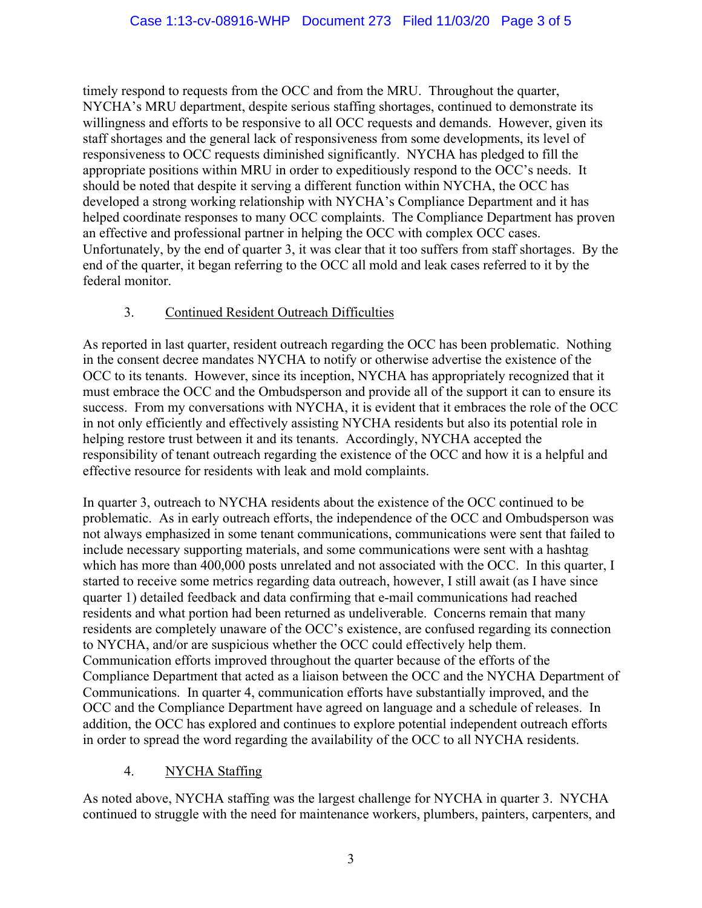timely respond to requests from the OCC and from the MRU. Throughout the quarter, NYCHA's MRU department, despite serious staffing shortages, continued to demonstrate its willingness and efforts to be responsive to all OCC requests and demands. However, given its staff shortages and the general lack of responsiveness from some developments, its level of responsiveness to OCC requests diminished significantly. NYCHA has pledged to fill the appropriate positions within MRU in order to expeditiously respond to the OCC's needs. It should be noted that despite it serving a different function within NYCHA, the OCC has developed a strong working relationship with NYCHA's Compliance Department and it has helped coordinate responses to many OCC complaints. The Compliance Department has proven an effective and professional partner in helping the OCC with complex OCC cases. Unfortunately, by the end of quarter 3, it was clear that it too suffers from staff shortages. By the end of the quarter, it began referring to the OCC all mold and leak cases referred to it by the federal monitor.

### 3. Continued Resident Outreach Difficulties

As reported in last quarter, resident outreach regarding the OCC has been problematic. Nothing in the consent decree mandates NYCHA to notify or otherwise advertise the existence of the OCC to its tenants. However, since its inception, NYCHA has appropriately recognized that it must embrace the OCC and the Ombudsperson and provide all of the support it can to ensure its success. From my conversations with NYCHA, it is evident that it embraces the role of the OCC in not only efficiently and effectively assisting NYCHA residents but also its potential role in helping restore trust between it and its tenants. Accordingly, NYCHA accepted the responsibility of tenant outreach regarding the existence of the OCC and how it is a helpful and effective resource for residents with leak and mold complaints.

In quarter 3, outreach to NYCHA residents about the existence of the OCC continued to be problematic. As in early outreach efforts, the independence of the OCC and Ombudsperson was not always emphasized in some tenant communications, communications were sent that failed to include necessary supporting materials, and some communications were sent with a hashtag which has more than 400,000 posts unrelated and not associated with the OCC. In this quarter, I started to receive some metrics regarding data outreach, however, I still await (as I have since quarter 1) detailed feedback and data confirming that e-mail communications had reached residents and what portion had been returned as undeliverable. Concerns remain that many residents are completely unaware of the OCC's existence, are confused regarding its connection to NYCHA, and/or are suspicious whether the OCC could effectively help them. Communication efforts improved throughout the quarter because of the efforts of the Compliance Department that acted as a liaison between the OCC and the NYCHA Department of Communications. In quarter 4, communication efforts have substantially improved, and the OCC and the Compliance Department have agreed on language and a schedule of releases. In addition, the OCC has explored and continues to explore potential independent outreach efforts in order to spread the word regarding the availability of the OCC to all NYCHA residents.

### 4. NYCHA Staffing

As noted above, NYCHA staffing was the largest challenge for NYCHA in quarter 3. NYCHA continued to struggle with the need for maintenance workers, plumbers, painters, carpenters, and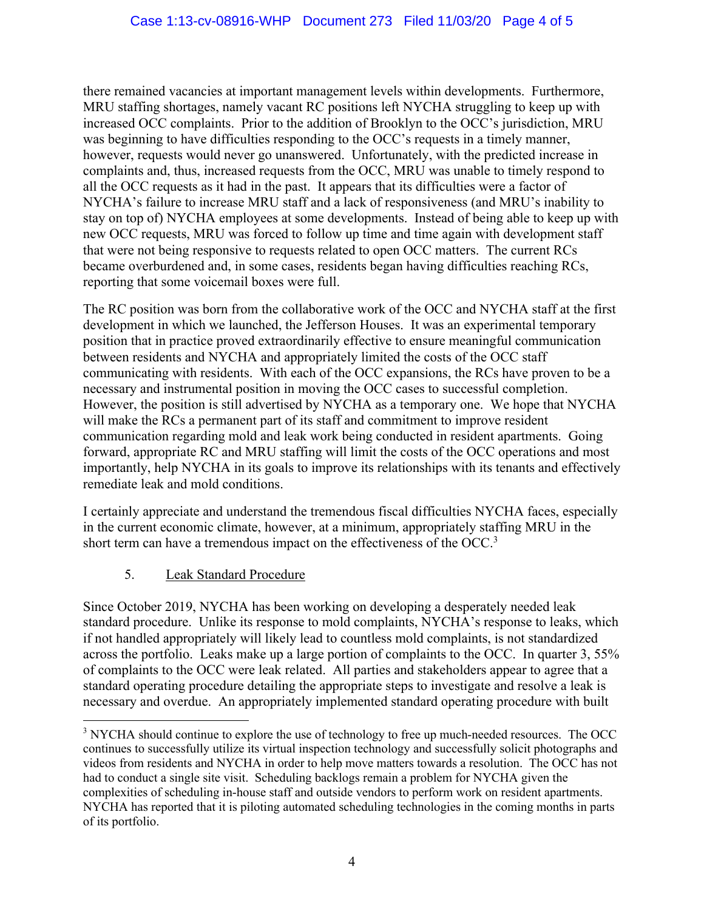there remained vacancies at important management levels within developments. Furthermore, MRU staffing shortages, namely vacant RC positions left NYCHA struggling to keep up with increased OCC complaints. Prior to the addition of Brooklyn to the OCC's jurisdiction, MRU was beginning to have difficulties responding to the OCC's requests in a timely manner, however, requests would never go unanswered. Unfortunately, with the predicted increase in complaints and, thus, increased requests from the OCC, MRU was unable to timely respond to all the OCC requests as it had in the past. It appears that its difficulties were a factor of NYCHA's failure to increase MRU staff and a lack of responsiveness (and MRU's inability to stay on top of) NYCHA employees at some developments. Instead of being able to keep up with new OCC requests, MRU was forced to follow up time and time again with development staff that were not being responsive to requests related to open OCC matters. The current RCs became overburdened and, in some cases, residents began having difficulties reaching RCs, reporting that some voicemail boxes were full.

The RC position was born from the collaborative work of the OCC and NYCHA staff at the first development in which we launched, the Jefferson Houses. It was an experimental temporary position that in practice proved extraordinarily effective to ensure meaningful communication between residents and NYCHA and appropriately limited the costs of the OCC staff communicating with residents. With each of the OCC expansions, the RCs have proven to be a necessary and instrumental position in moving the OCC cases to successful completion. However, the position is still advertised by NYCHA as a temporary one. We hope that NYCHA will make the RCs a permanent part of its staff and commitment to improve resident communication regarding mold and leak work being conducted in resident apartments. Going forward, appropriate RC and MRU staffing will limit the costs of the OCC operations and most importantly, help NYCHA in its goals to improve its relationships with its tenants and effectively remediate leak and mold conditions.

I certainly appreciate and understand the tremendous fiscal difficulties NYCHA faces, especially in the current economic climate, however, at a minimum, appropriately staffing MRU in the short term can have a tremendous impact on the effectiveness of the OCC.[3]

5. <u>Leak Standard Procedure</u>

Since October 2019, NYCHA has been working on developing a desperately needed leak standard procedure. Unlike its response to mold complaints, NYCHA's response to leaks, which if not handled appropriately will likely lead to countless mold complaints, is not standardized across the portfolio. Leaks make up a large portion of complaints to the OCC. In quarter 3, 55% of complaints to the OCC were leak related. All parties and stakeholders appear to agree that a standard operating procedure detailing the appropriate steps to investigate and resolve a leak is necessary and overdue. An appropriately implemented standard operating procedure with built

[3] NYCHA should continue to explore the use of technology to free up much-needed resources. The OCC continues to successfully utilize its virtual inspection technology and successfully solicit photographs and videos from residents and NYCHA in order to help move matters towards a resolution. The OCC has not had to conduct a single site visit. Scheduling backlogs remain a problem for NYCHA given the complexities of scheduling in-house staff and outside vendors to perform work on resident apartments. NYCHA has reported that it is piloting automated scheduling technologies in the coming months in parts of its portfolio.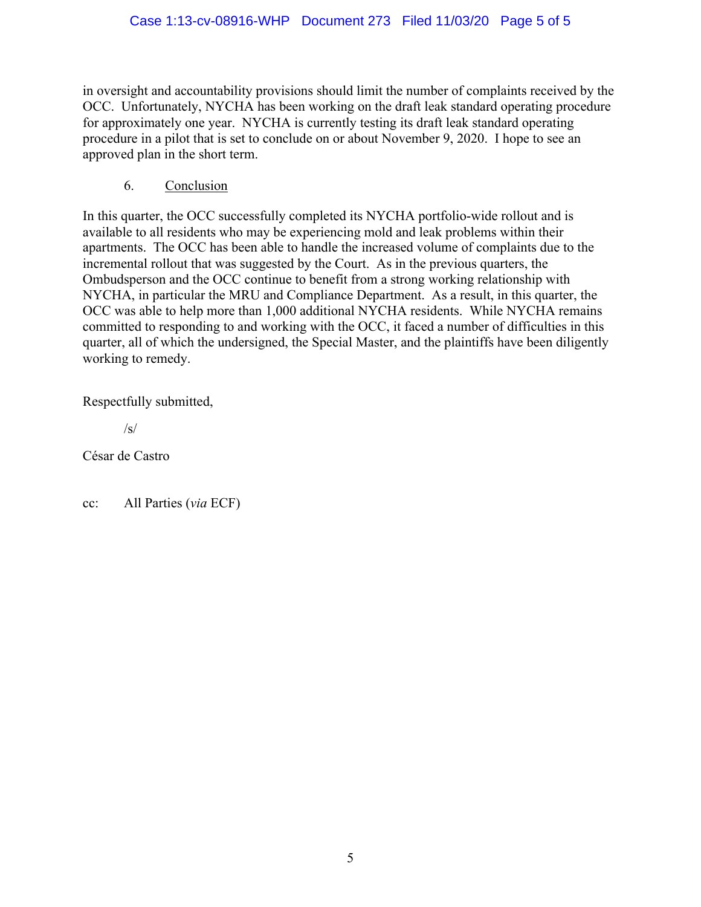in oversight and accountability provisions should limit the number of complaints received by the OCC. Unfortunately, NYCHA has been working on the draft leak standard operating procedure for approximately one year. NYCHA is currently testing its draft leak standard operating procedure in a pilot that is set to conclude on or about November 9, 2020. I hope to see an approved plan in the short term.

6. Conclusion

In this quarter, the OCC successfully completed its NYCHA portfolio-wide rollout and is available to all residents who may be experiencing mold and leak problems within their apartments. The OCC has been able to handle the increased volume of complaints due to the incremental rollout that was suggested by the Court. As in the previous quarters, the Ombudsperson and the OCC continue to benefit from a strong working relationship with NYCHA, in particular the MRU and Compliance Department. As a result, in this quarter, the OCC was able to help more than 1,000 additional NYCHA residents. While NYCHA remains committed to responding to and working with the OCC, it faced a number of difficulties in this quarter, all of which the undersigned, the Special Master, and the plaintiffs have been diligently working to remedy.

Respectfully submitted,

/s/

César de Castro

cc: All Parties (*via* ECF)